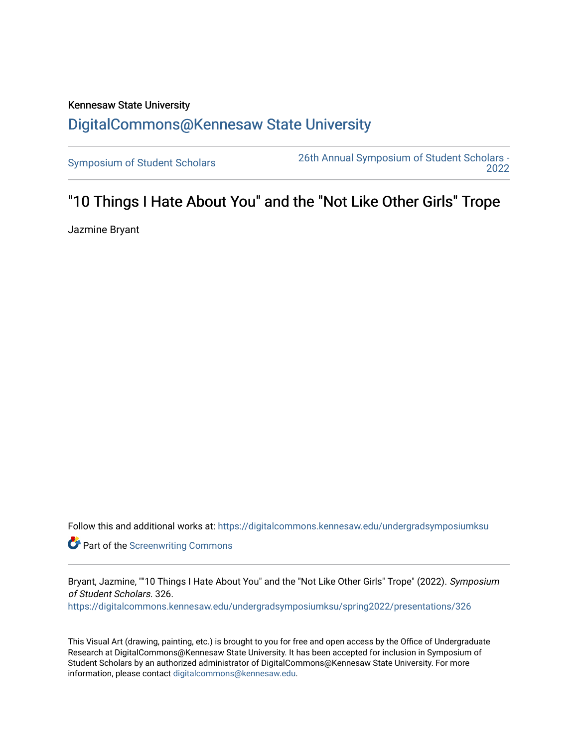Kennesaw State University

# DigitalCommons@Kennesaw State University

Symposium of Student Scholars | 26th Annual Symposium of Student Scholars - 2022

## "10 Things I Hate About You" and the "Not Like Other Girls" Trope

Jazmine Bryant

Follow this and additional works at: https://digitalcommons.kennesaw.edu/undergradsymposiumksu

Part of the Screenwriting Commons

Bryant, Jazmine, ""10 Things I Hate About You" and the "Not Like Other Girls" Trope" (2022). *Symposium of Student Scholars*. 326.
https://digitalcommons.kennesaw.edu/undergradsymposiumksu/spring2022/presentations/326

This Visual Art (drawing, painting, etc.) is brought to you for free and open access by the Office of Undergraduate Research at DigitalCommons@Kennesaw State University. It has been accepted for inclusion in Symposium of Student Scholars by an authorized administrator of DigitalCommons@Kennesaw State University. For more information, please contact digitalcommons@kennesaw.edu.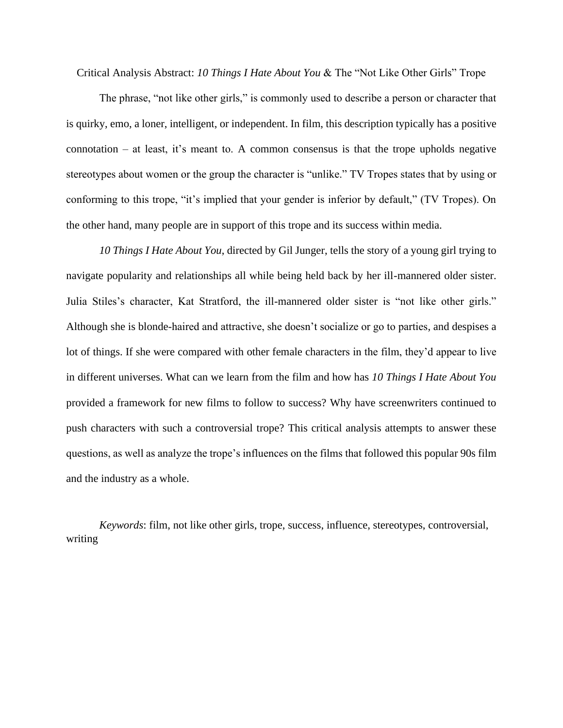# Critical Analysis Abstract: *10 Things I Hate About You* & The "Not Like Other Girls" Trope

The phrase, "not like other girls," is commonly used to describe a person or character that is quirky, emo, a loner, intelligent, or independent. In film, this description typically has a positive connotation – at least, it's meant to. A common consensus is that the trope upholds negative stereotypes about women or the group the character is "unlike." TV Tropes states that by using or conforming to this trope, "it's implied that your gender is inferior by default," (TV Tropes). On the other hand, many people are in support of this trope and its success within media.

*10 Things I Hate About You*, directed by Gil Junger, tells the story of a young girl trying to navigate popularity and relationships all while being held back by her ill-mannered older sister. Julia Stiles's character, Kat Stratford, the ill-mannered older sister is "not like other girls." Although she is blonde-haired and attractive, she doesn't socialize or go to parties, and despises a lot of things. If she were compared with other female characters in the film, they'd appear to live in different universes. What can we learn from the film and how has *10 Things I Hate About You* provided a framework for new films to follow to success? Why have screenwriters continued to push characters with such a controversial trope? This critical analysis attempts to answer these questions, as well as analyze the trope's influences on the films that followed this popular 90s film and the industry as a whole.

*Keywords*: film, not like other girls, trope, success, influence, stereotypes, controversial, writing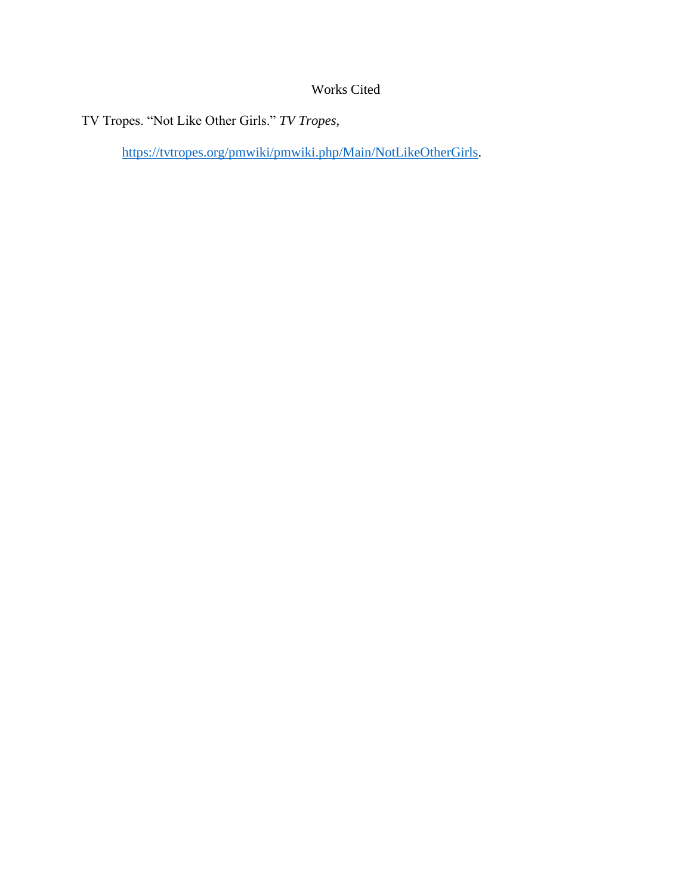# Works Cited

TV Tropes. "Not Like Other Girls." *TV Tropes*, https://tvtropes.org/pmwiki/pmwiki.php/Main/NotLikeOtherGirls.